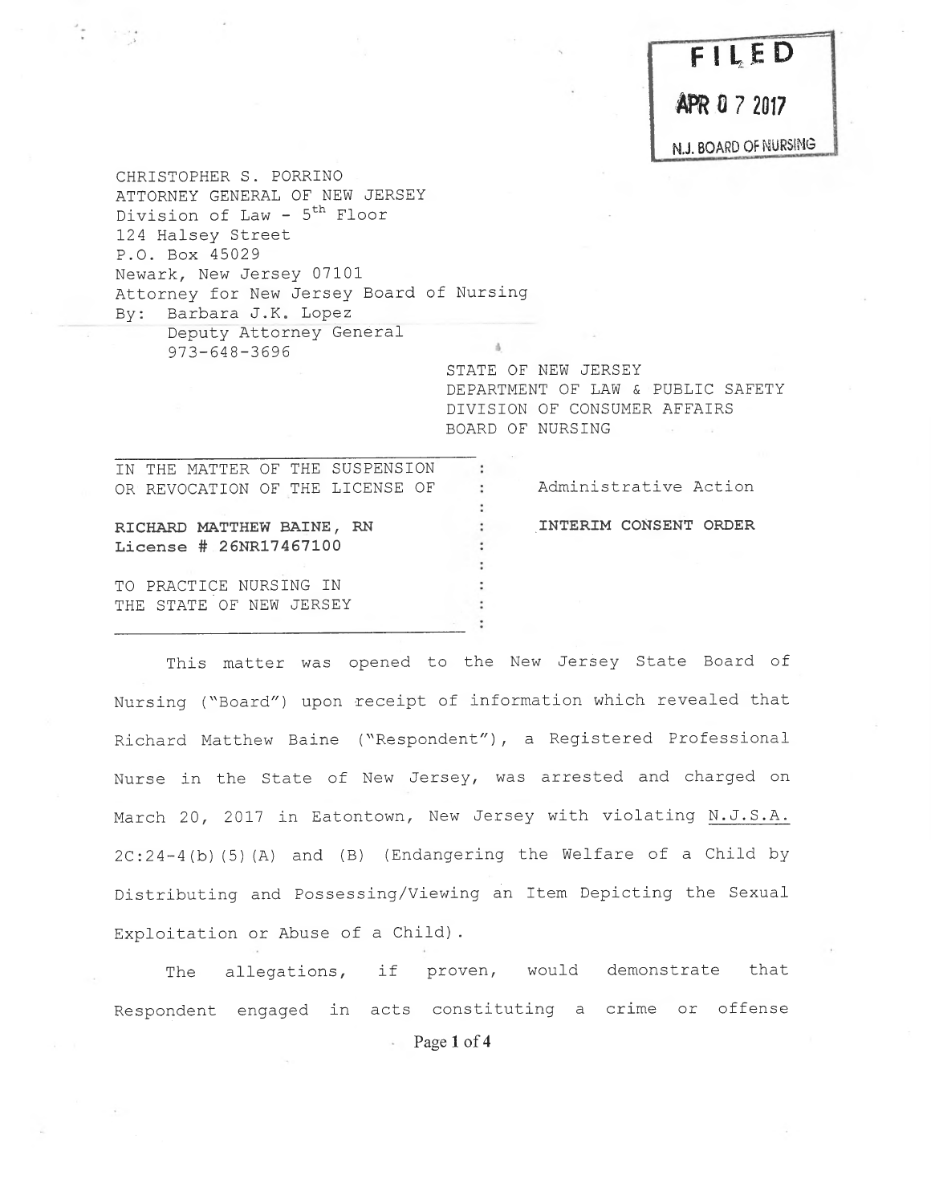**FILED**

**APR 0 7 2017**

**N.J. BOARD OF NURSING**

CHRISTOPHER S. PORRINO
ATTORNEY GENERAL OF NEW JERSEY
Division of Law - 5th Floor
124 Halsey Street
P.O. Box 45029
Newark, New Jersey 07101
Attorney for New Jersey Board of Nursing
By: Barbara J.K. Lopez
Deputy Attorney General
973-648-3696

STATE OF NEW JERSEY
DEPARTMENT OF LAW & PUBLIC SAFETY
DIVISION OF CONSUMER AFFAIRS
BOARD OF NURSING

| | |
|---|---|
| IN THE MATTER OF THE SUSPENSION OR REVOCATION OF THE LICENSE OF<br><br>**RICHARD MATTHEW BAINE, RN**<br>**License # 26NR17467100**<br><br>TO PRACTICE NURSING IN THE STATE OF NEW JERSEY | Administrative Action<br><br>**INTERIM CONSENT ORDER** |

This matter was opened to the New Jersey State Board of Nursing ("Board") upon receipt of information which revealed that Richard Matthew Baine ("Respondent"), a Registered Professional Nurse in the State of New Jersey, was arrested and charged on March 20, 2017 in Eatontown, New Jersey with violating N.J.S.A. 2C:24-4(b)(5)(A) and (B) (Endangering the Welfare of a Child by Distributing and Possessing/Viewing an Item Depicting the Sexual Exploitation or Abuse of a Child).

The allegations, if proven, would demonstrate that Respondent engaged in acts constituting a crime or offense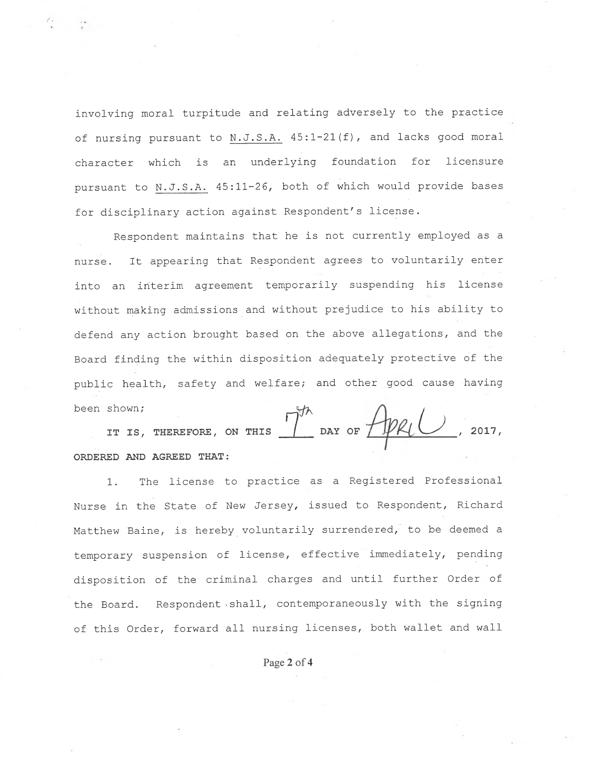involving moral turpitude and relating adversely to the practice of nursing pursuant to N.J.S.A. 45:1-21(f), and lacks good moral character which is an underlying foundation for licensure pursuant to N.J.S.A. 45:11-26, both of which would provide bases for disciplinary action against Respondent's license.

Respondent maintains that he is not currently employed as a nurse. It appearing that Respondent agrees to voluntarily enter into an interim agreement temporarily suspending his license without making admissions and without prejudice to his ability to defend any action brought based on the above allegations, and the Board finding the within disposition adequately protective of the public health, safety and welfare; and other good cause having been shown;

**IT IS, THEREFORE, ON THIS** 7th **DAY OF** April, **2017, ORDERED AND AGREED THAT:**

1. The license to practice as a Registered Professional Nurse in the State of New Jersey, issued to Respondent, Richard Matthew Baine, is hereby voluntarily surrendered, to be deemed a temporary suspension of license, effective immediately, pending disposition of the criminal charges and until further Order of the Board. Respondent shall, contemporaneously with the signing of this Order, forward all nursing licenses, both wallet and wall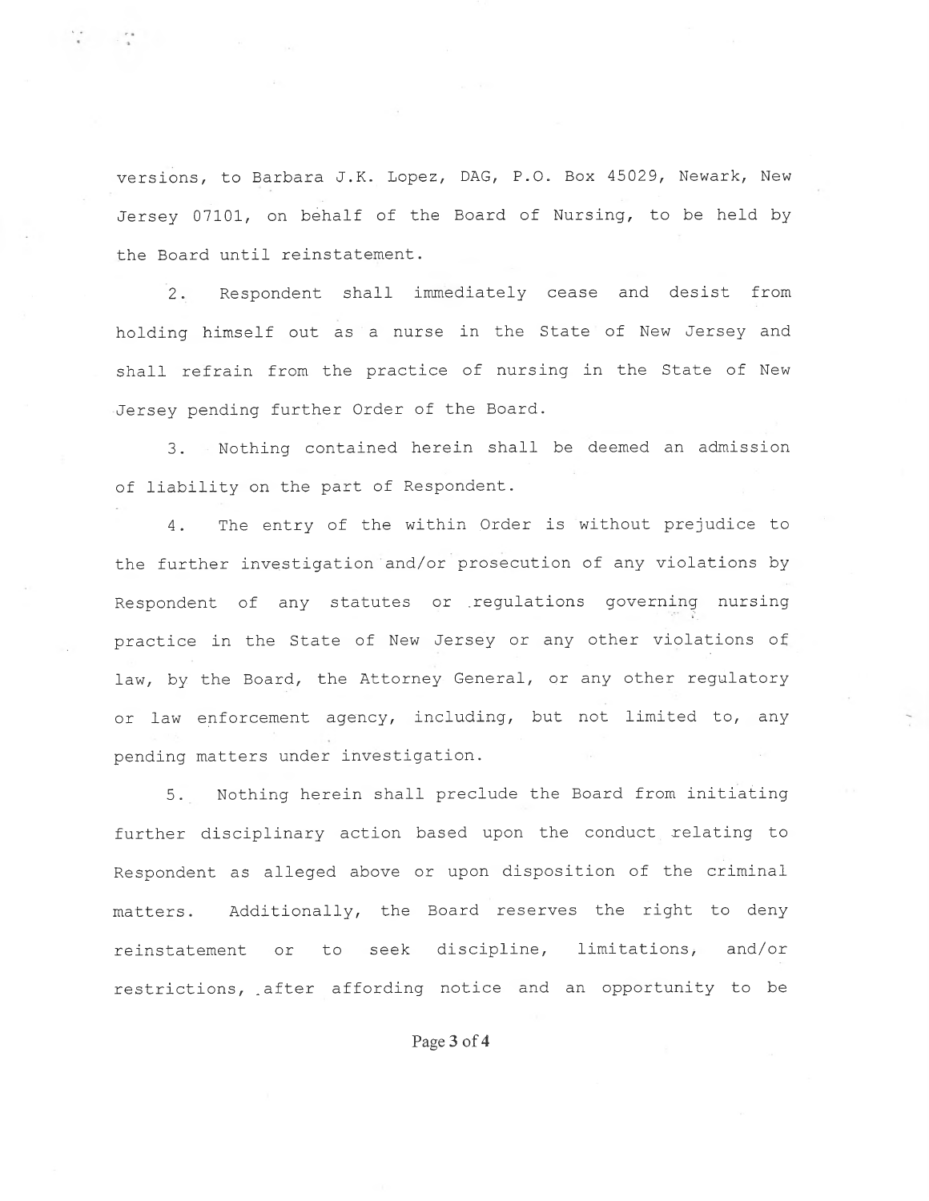versions, to Barbara J.K. Lopez, DAG, P.O. Box 45029, Newark, New Jersey 07101, on behalf of the Board of Nursing, to be held by the Board until reinstatement.

2. Respondent shall immediately cease and desist from holding himself out as a nurse in the State of New Jersey and shall refrain from the practice of nursing in the State of New Jersey pending further Order of the Board.

3. Nothing contained herein shall be deemed an admission of liability on the part of Respondent.

4. The entry of the within Order is without prejudice to the further investigation and/or prosecution of any violations by Respondent of any statutes or regulations governing nursing practice in the State of New Jersey or any other violations of law, by the Board, the Attorney General, or any other regulatory or law enforcement agency, including, but not limited to, any pending matters under investigation.

5. Nothing herein shall preclude the Board from initiating further disciplinary action based upon the conduct relating to Respondent as alleged above or upon disposition of the criminal matters. Additionally, the Board reserves the right to deny reinstatement or to seek discipline, limitations, and/or restrictions, after affording notice and an opportunity to be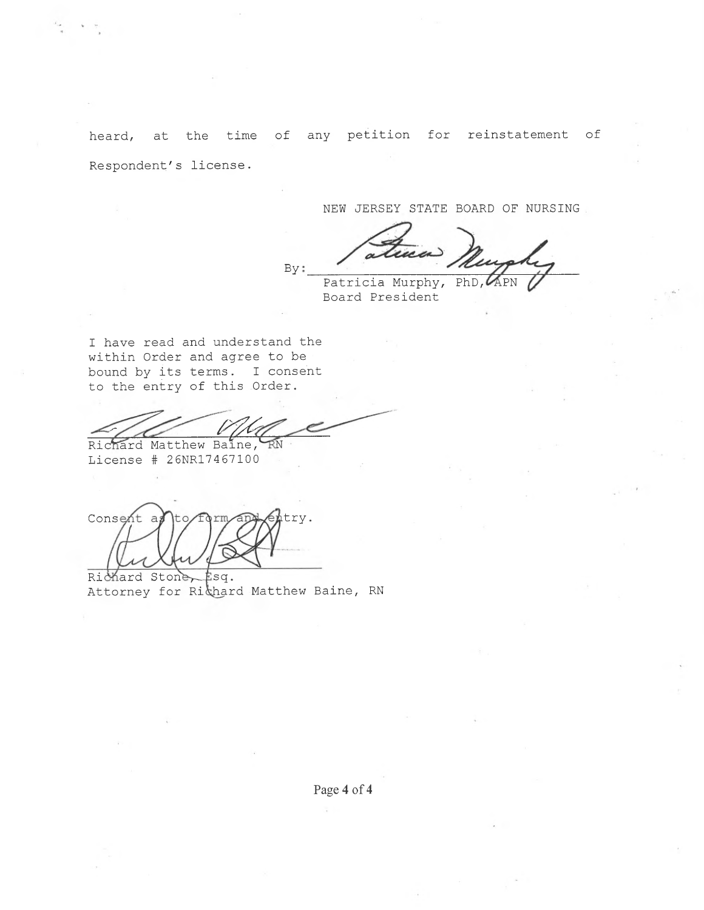heard, at the time of any petition for reinstatement of Respondent's license.

NEW JERSEY STATE BOARD OF NURSING

By: ______________________________
Patricia Murphy, PhD, APN
Board President

I have read and understand the within Order and agree to be bound by its terms. I consent to the entry of this Order.

______________________________
Richard Matthew Baine, RN
License # 26NR17467100

Consent as to form and entry.

______________________________
Richard Stone, Esq.
Attorney for Richard Matthew Baine, RN